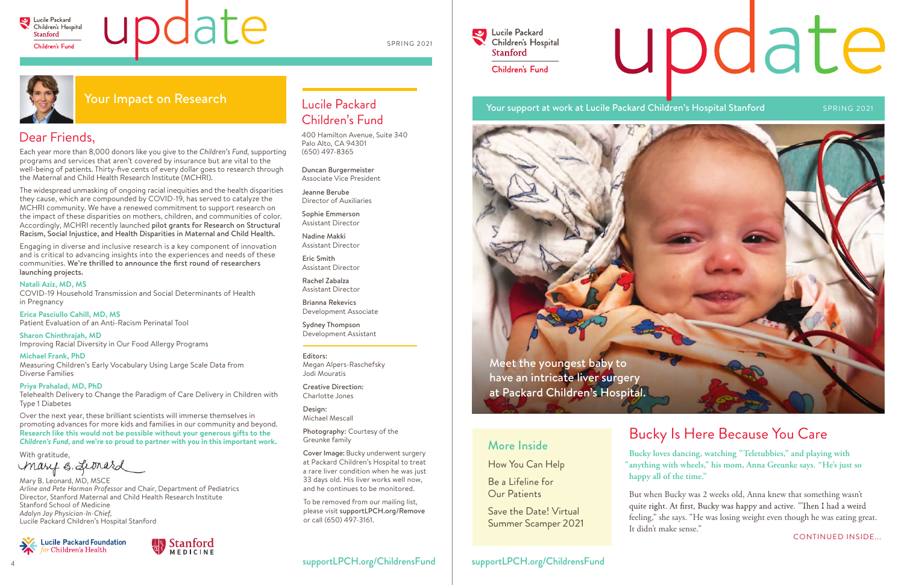# update

SPRING 2021

## Your Impact on Research

### Dear Friends,

Each year more than 8,000 donors like you give to the *Children's Fund*, supporting programs and services that aren't covered by insurance but are vital to the well-being of patients. Thirty-five cents of every dollar goes to research through the Maternal and Child Health Research Institute (MCHRI).

The widespread unmasking of ongoing racial inequities and the health disparities they cause, which are compounded by COVID-19, has served to catalyze the MCHRI community. We have a renewed commitment to support research on the impact of these disparities on mothers, children, and communities of color. Accordingly, MCHRI recently launched **pilot grants for Research on Structural Racism, Social Injustice, and Health Disparities in Maternal and Child Health.**

Engaging in diverse and inclusive research is a key component of innovation and is critical to advancing insights into the experiences and needs of these communities. **We're thrilled to announce the first round of researchers launching projects.**

**Natali Aziz, MD, MS**
COVID-19 Household Transmission and Social Determinants of Health in Pregnancy

**Erica Pasciullo Cahill, MD, MS**
Patient Evaluation of an Anti-Racism Perinatal Tool

**Sharon Chinthrajah, MD**
Improving Racial Diversity in Our Food Allergy Programs

**Michael Frank, PhD**
Measuring Children's Early Vocabulary Using Large Scale Data from Diverse Families

**Priya Prahalad, MD, PhD**
Telehealth Delivery to Change the Paradigm of Care Delivery in Children with Type 1 Diabetes

Over the next year, these brilliant scientists will immerse themselves in promoting advances for more kids and families in our community and beyond. **Research like this would not be possible without your generous gifts to the *Children's Fund*, and we're so proud to partner with you in this important work.**

With gratitude,

Mary B. Leonard

Mary B. Leonard, MD, MSCE
*Arline and Pete Harman Professor* and Chair, Department of Pediatrics
Director, Stanford Maternal and Child Health Research Institute
Stanford School of Medicine
*Adalyn Jay Physician-In-Chief,*
Lucile Packard Children's Hospital Stanford

## Lucile Packard Children's Fund

400 Hamilton Avenue, Suite 340
Palo Alto, CA 94301
(650) 497-8365

Duncan Burgermeister
Associate Vice President

Jeanne Berube
Director of Auxiliaries

Sophie Emmerson
Assistant Director

Nadine Makki
Assistant Director

Eric Smith
Assistant Director

Rachel Zabalza
Assistant Director

Brianna Rekevics
Development Associate

Sydney Thompson
Development Assistant

**Editors:**
Megan Alpers-Raschefsky
Jodi Mouratis

**Creative Direction:**
Charlotte Jones

**Design:**
Michael Mescall

**Photography:** Courtesy of the Greunke family

**Cover Image:** Bucky underwent surgery at Packard Children's Hospital to treat a rare liver condition when he was just 33 days old. His liver works well now, and he continues to be monitored.

To be removed from our mailing list, please visit **supportLPCH.org/Remove** or call (650) 497-3161.

supportLPCH.org/ChildrensFund

# update

Your support at work at Lucile Packard Children's Hospital Stanford — SPRING 2021

Meet the youngest baby to have an intricate liver surgery at Packard Children's Hospital.

### More Inside

How You Can Help

Be a Lifeline for Our Patients

Save the Date! Virtual Summer Scamper 2021

## Bucky Is Here Because You Care

Bucky loves dancing, watching "Teletubbies," and playing with "anything with wheels," his mom, Anna Greunke says. "He's just so happy all of the time."

But when Bucky was 2 weeks old, Anna knew that something wasn't quite right. At first, Bucky was happy and active. "Then I had a weird feeling," she says. "He was losing weight even though he was eating great. It didn't make sense."

CONTINUED INSIDE...

supportLPCH.org/ChildrensFund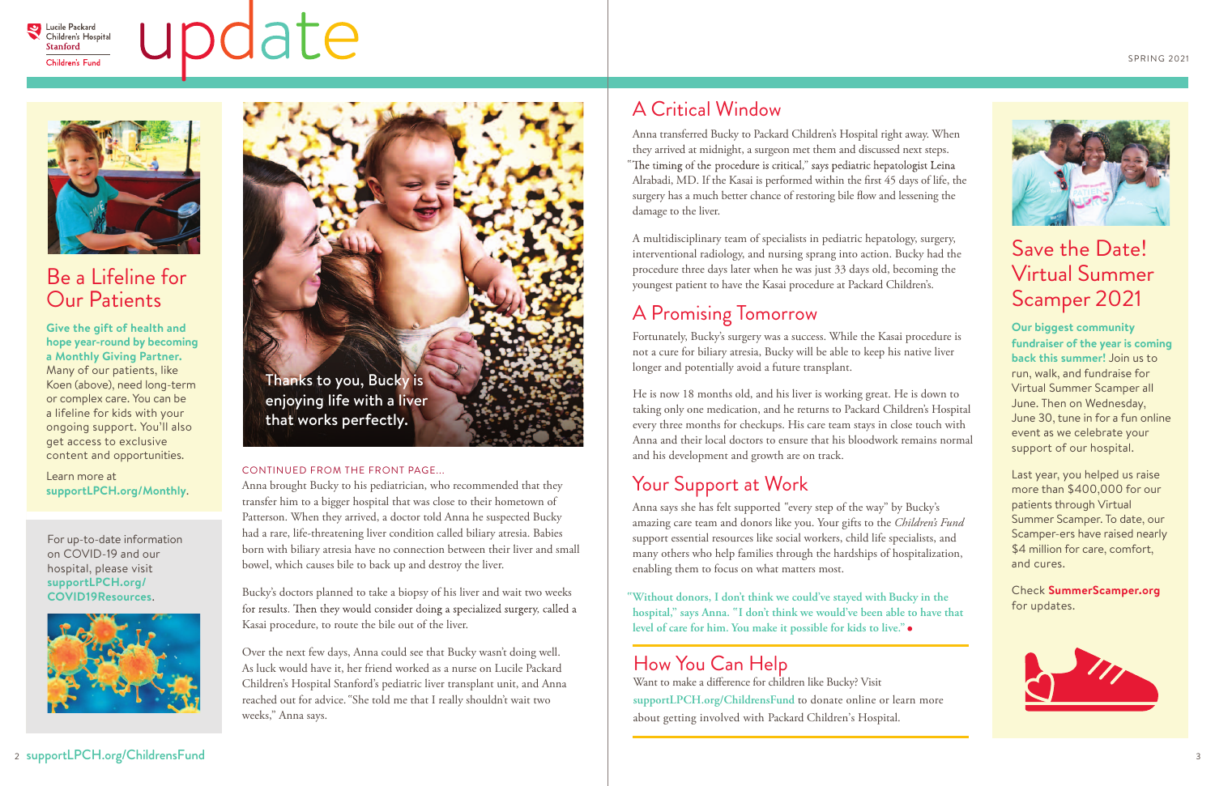# update

SPRING 2021

## Be a Lifeline for Our Patients

**Give the gift of health and hope year-round by becoming a Monthly Giving Partner.** Many of our patients, like Koen (above), need long-term or complex care. You can be a lifeline for kids with your ongoing support. You'll also get access to exclusive content and opportunities.

Learn more at **supportLPCH.org/Monthly**.

For up-to-date information on COVID-19 and our hospital, please visit **supportLPCH.org/COVID19Resources**.

Thanks to you, Bucky is enjoying life with a liver that works perfectly.

CONTINUED FROM THE FRONT PAGE...

Anna brought Bucky to his pediatrician, who recommended that they transfer him to a bigger hospital that was close to their hometown of Patterson. When they arrived, a doctor told Anna he suspected Bucky had a rare, life-threatening liver condition called biliary atresia. Babies born with biliary atresia have no connection between their liver and small bowel, which causes bile to back up and destroy the liver.

Bucky's doctors planned to take a biopsy of his liver and wait two weeks for results. Then they would consider doing a specialized surgery, called a Kasai procedure, to route the bile out of the liver.

Over the next few days, Anna could see that Bucky wasn't doing well. As luck would have it, her friend worked as a nurse on Lucile Packard Children's Hospital Stanford's pediatric liver transplant unit, and Anna reached out for advice. "She told me that I really shouldn't wait two weeks," Anna says.

## A Critical Window

Anna transferred Bucky to Packard Children's Hospital right away. When they arrived at midnight, a surgeon met them and discussed next steps. "The timing of the procedure is critical," says pediatric hepatologist Leina Alrabadi, MD. If the Kasai is performed within the first 45 days of life, the surgery has a much better chance of restoring bile flow and lessening the damage to the liver.

A multidisciplinary team of specialists in pediatric hepatology, surgery, interventional radiology, and nursing sprang into action. Bucky had the procedure three days later when he was just 33 days old, becoming the youngest patient to have the Kasai procedure at Packard Children's.

## A Promising Tomorrow

Fortunately, Bucky's surgery was a success. While the Kasai procedure is not a cure for biliary atresia, Bucky will be able to keep his native liver longer and potentially avoid a future transplant.

He is now 18 months old, and his liver is working great. He is down to taking only one medication, and he returns to Packard Children's Hospital every three months for checkups. His care team stays in close touch with Anna and their local doctors to ensure that his bloodwork remains normal and his development and growth are on track.

## Your Support at Work

Anna says she has felt supported "every step of the way" by Bucky's amazing care team and donors like you. Your gifts to the *Children's Fund* support essential resources like social workers, child life specialists, and many others who help families through the hardships of hospitalization, enabling them to focus on what matters most.

**"Without donors, I don't think we could've stayed with Bucky in the hospital," says Anna. "I don't think we would've been able to have that level of care for him. You make it possible for kids to live."**

## How You Can Help

Want to make a difference for children like Bucky? Visit **supportLPCH.org/ChildrensFund** to donate online or learn more about getting involved with Packard Children's Hospital.

## Save the Date! Virtual Summer Scamper 2021

**Our biggest community fundraiser of the year is coming back this summer!** Join us to run, walk, and fundraise for Virtual Summer Scamper all June. Then on Wednesday, June 30, tune in for a fun online event as we celebrate your support of our hospital.

Last year, you helped us raise more than $400,000 for our patients through Virtual Summer Scamper. To date, our Scamper-ers have raised nearly $4 million for care, comfort, and cures.

Check **SummerScamper.org** for updates.